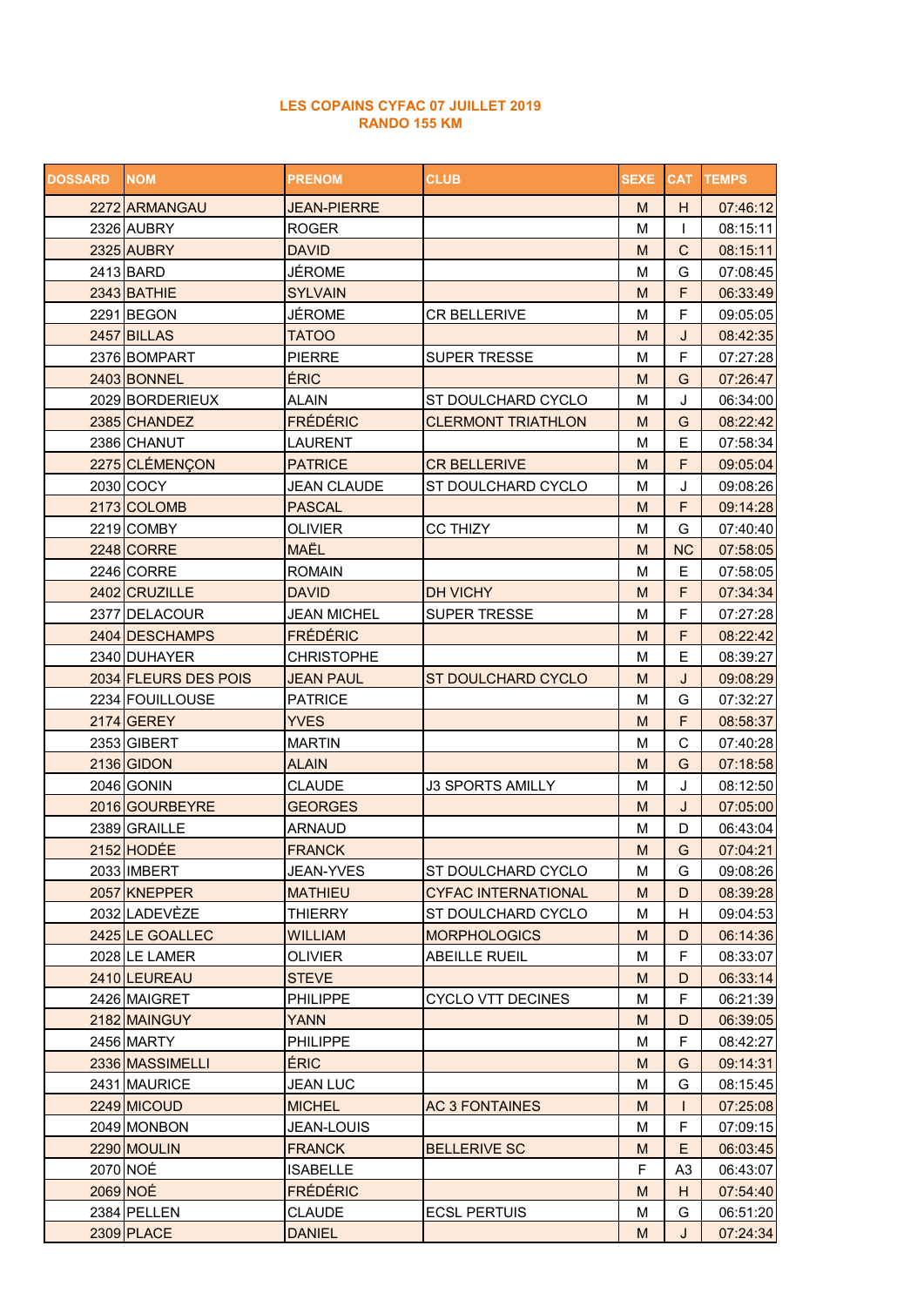**LES COPAINS CYFAC 07 JUILLET 2019**
**RANDO 155 KM**

| DOSSARD | NOM | PRENOM | CLUB | SEXE | CAT | TEMPS |
|---|---|---|---|---|---|---|
| 2272 | ARMANGAU | JEAN-PIERRE | | M | H | 07:46:12 |
| 2326 | AUBRY | ROGER | | M | I | 08:15:11 |
| 2325 | AUBRY | DAVID | | M | C | 08:15:11 |
| 2413 | BARD | JÉROME | | M | G | 07:08:45 |
| 2343 | BATHIE | SYLVAIN | | M | F | 06:33:49 |
| 2291 | BEGON | JÉROME | CR BELLERIVE | M | F | 09:05:05 |
| 2457 | BILLAS | TATOO | | M | J | 08:42:35 |
| 2376 | BOMPART | PIERRE | SUPER TRESSE | M | F | 07:27:28 |
| 2403 | BONNEL | ÉRIC | | M | G | 07:26:47 |
| 2029 | BORDERIEUX | ALAIN | ST DOULCHARD CYCLO | M | J | 06:34:00 |
| 2385 | CHANDEZ | FRÉDÉRIC | CLERMONT TRIATHLON | M | G | 08:22:42 |
| 2386 | CHANUT | LAURENT | | M | E | 07:58:34 |
| 2275 | CLÉMENÇON | PATRICE | CR BELLERIVE | M | F | 09:05:04 |
| 2030 | COCY | JEAN CLAUDE | ST DOULCHARD CYCLO | M | J | 09:08:26 |
| 2173 | COLOMB | PASCAL | | M | F | 09:14:28 |
| 2219 | COMBY | OLIVIER | CC THIZY | M | G | 07:40:40 |
| 2248 | CORRE | MAËL | | M | NC | 07:58:05 |
| 2246 | CORRE | ROMAIN | | M | E | 07:58:05 |
| 2402 | CRUZILLE | DAVID | DH VICHY | M | F | 07:34:34 |
| 2377 | DELACOUR | JEAN MICHEL | SUPER TRESSE | M | F | 07:27:28 |
| 2404 | DESCHAMPS | FRÉDÉRIC | | M | F | 08:22:42 |
| 2340 | DUHAYER | CHRISTOPHE | | M | E | 08:39:27 |
| 2034 | FLEURS DES POIS | JEAN PAUL | ST DOULCHARD CYCLO | M | J | 09:08:29 |
| 2234 | FOUILLOUSE | PATRICE | | M | G | 07:32:27 |
| 2174 | GEREY | YVES | | M | F | 08:58:37 |
| 2353 | GIBERT | MARTIN | | M | C | 07:40:28 |
| 2136 | GIDON | ALAIN | | M | G | 07:18:58 |
| 2046 | GONIN | CLAUDE | J3 SPORTS AMILLY | M | J | 08:12:50 |
| 2016 | GOURBEYRE | GEORGES | | M | J | 07:05:00 |
| 2389 | GRAILLE | ARNAUD | | M | D | 06:43:04 |
| 2152 | HODÉE | FRANCK | | M | G | 07:04:21 |
| 2033 | IMBERT | JEAN-YVES | ST DOULCHARD CYCLO | M | G | 09:08:26 |
| 2057 | KNEPPER | MATHIEU | CYFAC INTERNATIONAL | M | D | 08:39:28 |
| 2032 | LADEVÈZE | THIERRY | ST DOULCHARD CYCLO | M | H | 09:04:53 |
| 2425 | LE GOALLEC | WILLIAM | MORPHOLOGICS | M | D | 06:14:36 |
| 2028 | LE LAMER | OLIVIER | ABEILLE RUEIL | M | F | 08:33:07 |
| 2410 | LEUREAU | STEVE | | M | D | 06:33:14 |
| 2426 | MAIGRET | PHILIPPE | CYCLO VTT DECINES | M | F | 06:21:39 |
| 2182 | MAINGUY | YANN | | M | D | 06:39:05 |
| 2456 | MARTY | PHILIPPE | | M | F | 08:42:27 |
| 2336 | MASSIMELLI | ÉRIC | | M | G | 09:14:31 |
| 2431 | MAURICE | JEAN LUC | | M | G | 08:15:45 |
| 2249 | MICOUD | MICHEL | AC 3 FONTAINES | M | I | 07:25:08 |
| 2049 | MONBON | JEAN-LOUIS | | M | F | 07:09:15 |
| 2290 | MOULIN | FRANCK | BELLERIVE SC | M | E | 06:03:45 |
| 2070 | NOÉ | ISABELLE | | F | A3 | 06:43:07 |
| 2069 | NOÉ | FRÉDÉRIC | | M | H | 07:54:40 |
| 2384 | PELLEN | CLAUDE | ECSL PERTUIS | M | G | 06:51:20 |
| 2309 | PLACE | DANIEL | | M | J | 07:24:34 |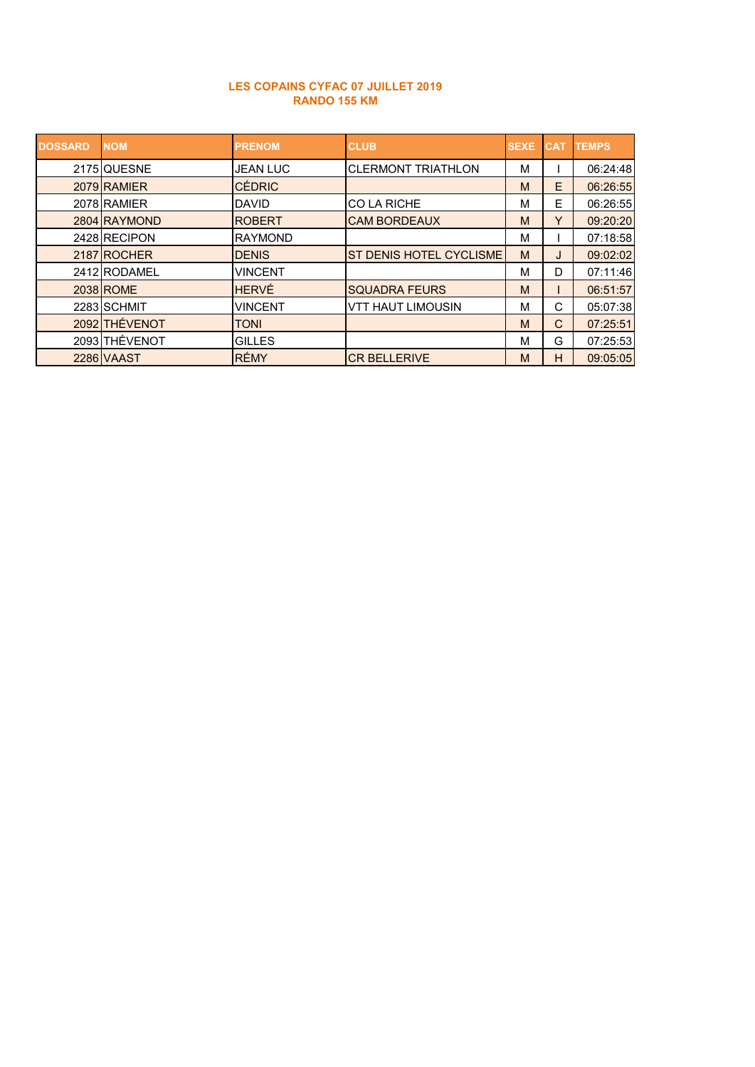**LES COPAINS CYFAC 07 JUILLET 2019**
**RANDO 155 KM**

| DOSSARD | NOM | PRENOM | CLUB | SEXE | CAT | TEMPS |
|---|---|---|---|---|---|---|
| 2175 | QUESNE | JEAN LUC | CLERMONT TRIATHLON | M | I | 06:24:48 |
| 2079 | RAMIER | CÉDRIC | | M | E | 06:26:55 |
| 2078 | RAMIER | DAVID | CO LA RICHE | M | E | 06:26:55 |
| 2804 | RAYMOND | ROBERT | CAM BORDEAUX | M | Y | 09:20:20 |
| 2428 | RECIPON | RAYMOND | | M | I | 07:18:58 |
| 2187 | ROCHER | DENIS | ST DENIS HOTEL CYCLISME | M | J | 09:02:02 |
| 2412 | RODAMEL | VINCENT | | M | D | 07:11:46 |
| 2038 | ROME | HERVÉ | SQUADRA FEURS | M | I | 06:51:57 |
| 2283 | SCHMIT | VINCENT | VTT HAUT LIMOUSIN | M | C | 05:07:38 |
| 2092 | THÉVENOT | TONI | | M | C | 07:25:51 |
| 2093 | THÉVENOT | GILLES | | M | G | 07:25:53 |
| 2286 | VAAST | RÉMY | CR BELLERIVE | M | H | 09:05:05 |